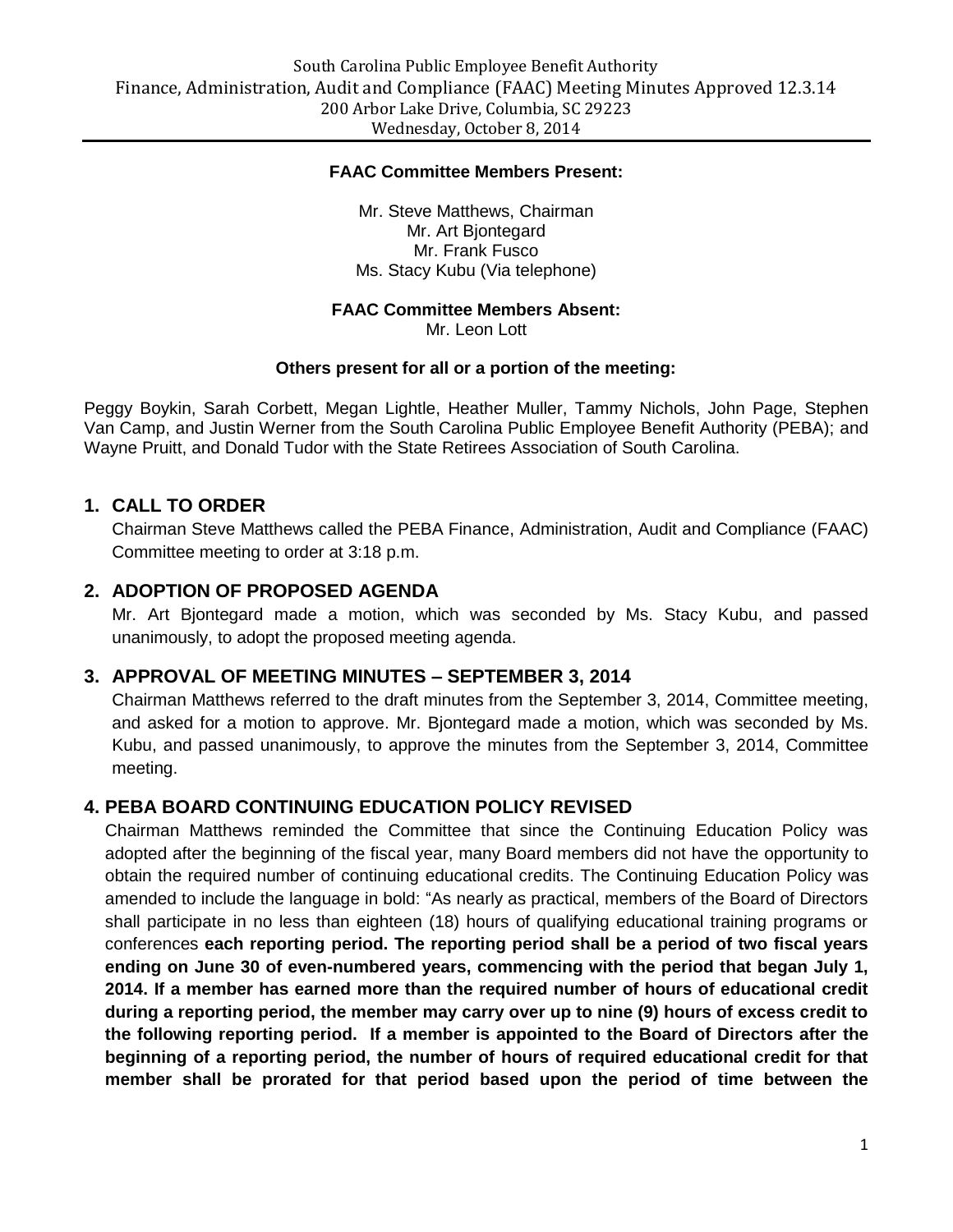South Carolina Public Employee Benefit Authority

Finance, Administration, Audit and Compliance (FAAC) Meeting Minutes Approved 12.3.14

200 Arbor Lake Drive, Columbia, SC 29223

Wednesday, October 8, 2014

**FAAC Committee Members Present:**

Mr. Steve Matthews, Chairman
Mr. Art Bjontegard
Mr. Frank Fusco
Ms. Stacy Kubu (Via telephone)

**FAAC Committee Members Absent:**
Mr. Leon Lott

**Others present for all or a portion of the meeting:**

Peggy Boykin, Sarah Corbett, Megan Lightle, Heather Muller, Tammy Nichols, John Page, Stephen Van Camp, and Justin Werner from the South Carolina Public Employee Benefit Authority (PEBA); and Wayne Pruitt, and Donald Tudor with the State Retirees Association of South Carolina.

## 1. CALL TO ORDER

Chairman Steve Matthews called the PEBA Finance, Administration, Audit and Compliance (FAAC) Committee meeting to order at 3:18 p.m.

## 2. ADOPTION OF PROPOSED AGENDA

Mr. Art Bjontegard made a motion, which was seconded by Ms. Stacy Kubu, and passed unanimously, to adopt the proposed meeting agenda.

## 3. APPROVAL OF MEETING MINUTES – SEPTEMBER 3, 2014

Chairman Matthews referred to the draft minutes from the September 3, 2014, Committee meeting, and asked for a motion to approve. Mr. Bjontegard made a motion, which was seconded by Ms. Kubu, and passed unanimously, to approve the minutes from the September 3, 2014, Committee meeting.

## 4. PEBA BOARD CONTINUING EDUCATION POLICY REVISED

Chairman Matthews reminded the Committee that since the Continuing Education Policy was adopted after the beginning of the fiscal year, many Board members did not have the opportunity to obtain the required number of continuing educational credits. The Continuing Education Policy was amended to include the language in bold: "As nearly as practical, members of the Board of Directors shall participate in no less than eighteen (18) hours of qualifying educational training programs or conferences **each reporting period. The reporting period shall be a period of two fiscal years ending on June 30 of even-numbered years, commencing with the period that began July 1, 2014. If a member has earned more than the required number of hours of educational credit during a reporting period, the member may carry over up to nine (9) hours of excess credit to the following reporting period. If a member is appointed to the Board of Directors after the beginning of a reporting period, the number of hours of required educational credit for that member shall be prorated for that period based upon the period of time between the**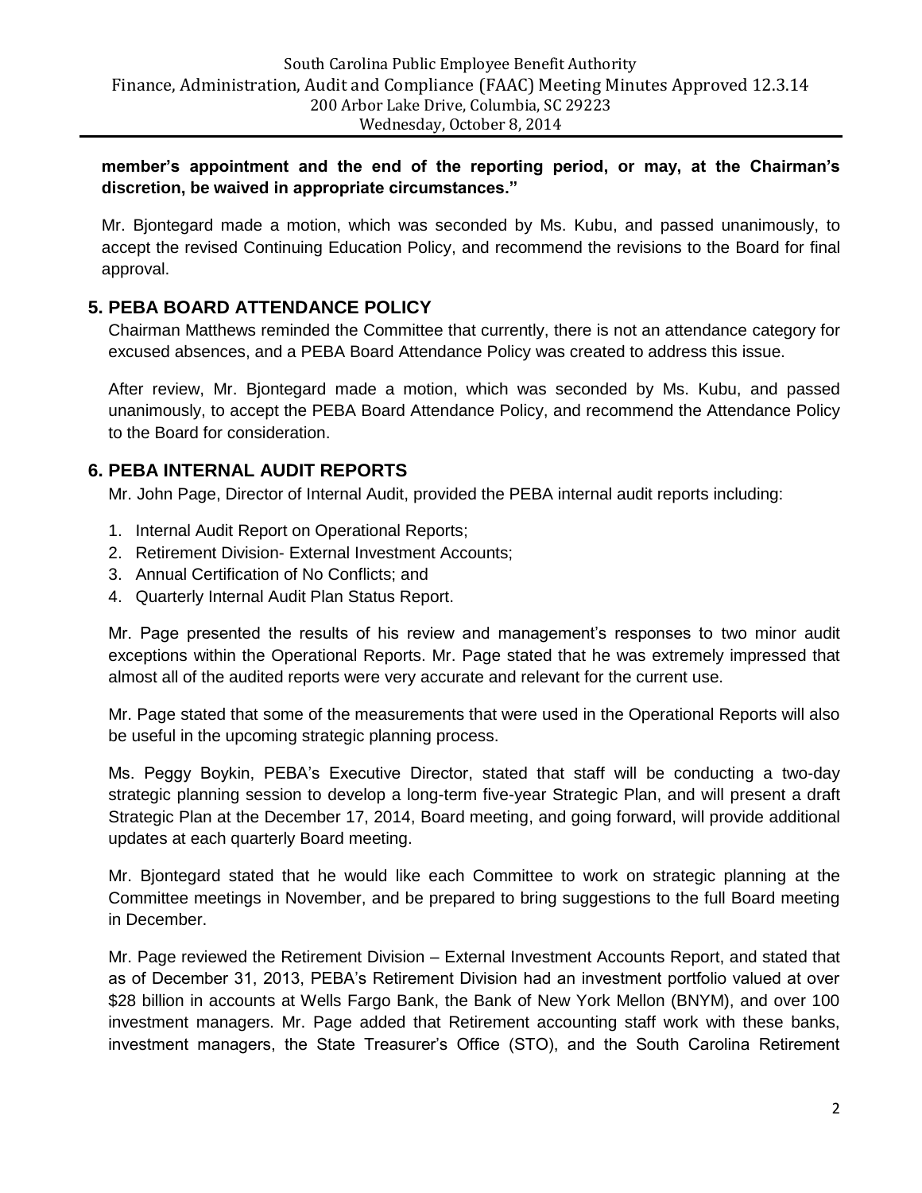**member's appointment and the end of the reporting period, or may, at the Chairman's discretion, be waived in appropriate circumstances."**

Mr. Bjontegard made a motion, which was seconded by Ms. Kubu, and passed unanimously, to accept the revised Continuing Education Policy, and recommend the revisions to the Board for final approval.

## 5. PEBA BOARD ATTENDANCE POLICY

Chairman Matthews reminded the Committee that currently, there is not an attendance category for excused absences, and a PEBA Board Attendance Policy was created to address this issue.

After review, Mr. Bjontegard made a motion, which was seconded by Ms. Kubu, and passed unanimously, to accept the PEBA Board Attendance Policy, and recommend the Attendance Policy to the Board for consideration.

## 6. PEBA INTERNAL AUDIT REPORTS

Mr. John Page, Director of Internal Audit, provided the PEBA internal audit reports including:

1. Internal Audit Report on Operational Reports;
2. Retirement Division- External Investment Accounts;
3. Annual Certification of No Conflicts; and
4. Quarterly Internal Audit Plan Status Report.

Mr. Page presented the results of his review and management's responses to two minor audit exceptions within the Operational Reports. Mr. Page stated that he was extremely impressed that almost all of the audited reports were very accurate and relevant for the current use.

Mr. Page stated that some of the measurements that were used in the Operational Reports will also be useful in the upcoming strategic planning process.

Ms. Peggy Boykin, PEBA's Executive Director, stated that staff will be conducting a two-day strategic planning session to develop a long-term five-year Strategic Plan, and will present a draft Strategic Plan at the December 17, 2014, Board meeting, and going forward, will provide additional updates at each quarterly Board meeting.

Mr. Bjontegard stated that he would like each Committee to work on strategic planning at the Committee meetings in November, and be prepared to bring suggestions to the full Board meeting in December.

Mr. Page reviewed the Retirement Division – External Investment Accounts Report, and stated that as of December 31, 2013, PEBA's Retirement Division had an investment portfolio valued at over $28 billion in accounts at Wells Fargo Bank, the Bank of New York Mellon (BNYM), and over 100 investment managers. Mr. Page added that Retirement accounting staff work with these banks, investment managers, the State Treasurer's Office (STO), and the South Carolina Retirement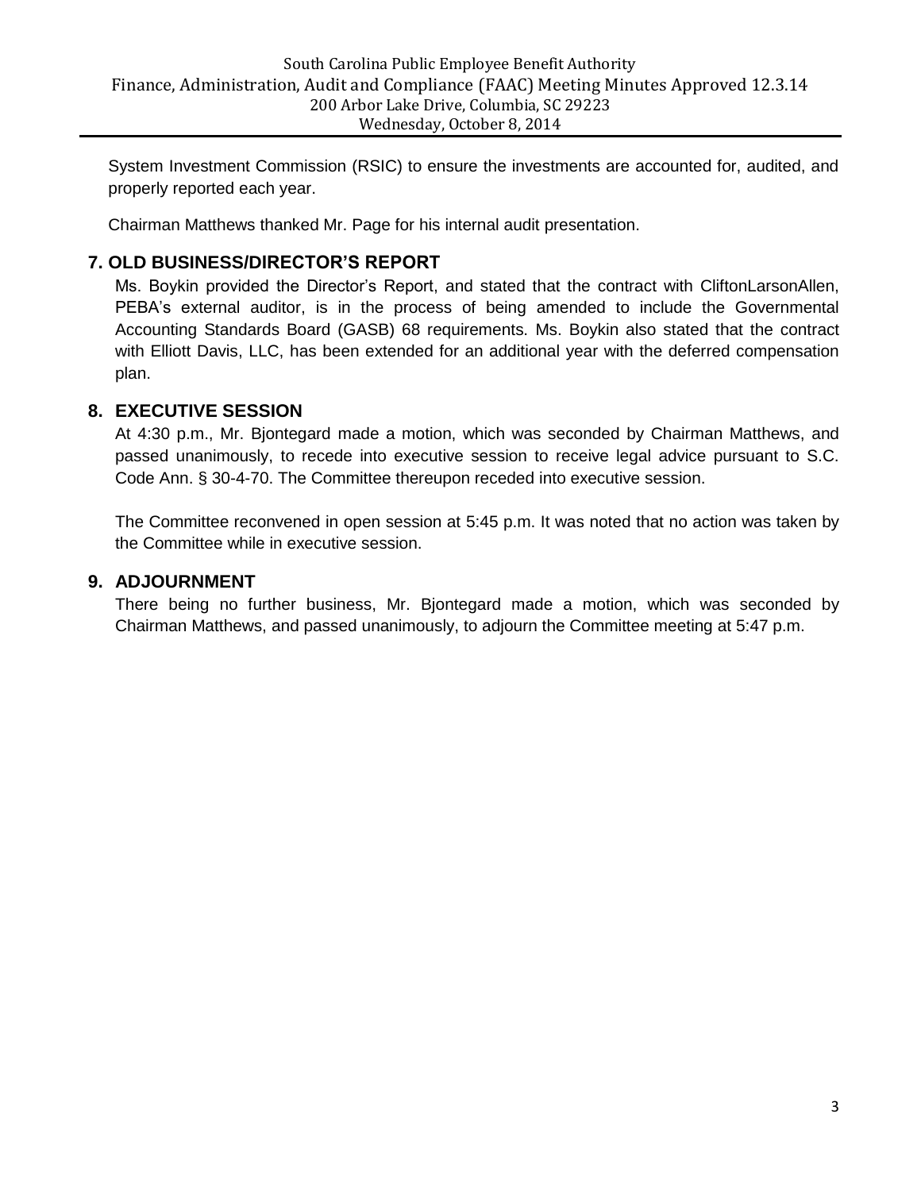System Investment Commission (RSIC) to ensure the investments are accounted for, audited, and properly reported each year.

Chairman Matthews thanked Mr. Page for his internal audit presentation.

## 7. OLD BUSINESS/DIRECTOR'S REPORT

Ms. Boykin provided the Director's Report, and stated that the contract with CliftonLarsonAllen, PEBA's external auditor, is in the process of being amended to include the Governmental Accounting Standards Board (GASB) 68 requirements. Ms. Boykin also stated that the contract with Elliott Davis, LLC, has been extended for an additional year with the deferred compensation plan.

## 8. EXECUTIVE SESSION

At 4:30 p.m., Mr. Bjontegard made a motion, which was seconded by Chairman Matthews, and passed unanimously, to recede into executive session to receive legal advice pursuant to S.C. Code Ann. § 30-4-70. The Committee thereupon receded into executive session.

The Committee reconvened in open session at 5:45 p.m. It was noted that no action was taken by the Committee while in executive session.

## 9. ADJOURNMENT

There being no further business, Mr. Bjontegard made a motion, which was seconded by Chairman Matthews, and passed unanimously, to adjourn the Committee meeting at 5:47 p.m.